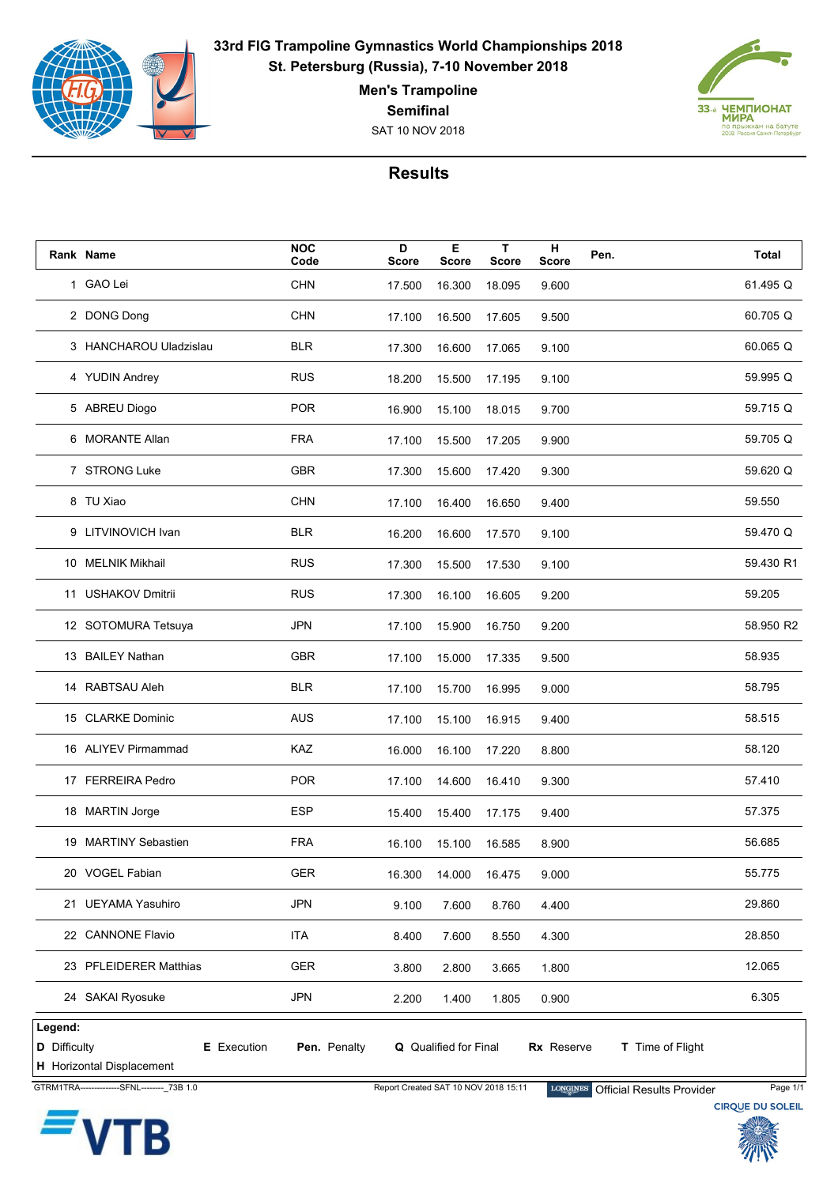# 33rd FIG Trampoline Gymnastics World Championships 2018

St. Petersburg (Russia), 7-10 November 2018

**Men's Trampoline**

**Semifinal**

SAT 10 NOV 2018

33-й ЧЕМПИОНАТ МИРА по прыжкам на батуте 2018 Россия Санкт-Петербург

## Results

| Rank | Name | NOC Code | D Score | E Score | T Score | H Score | Pen. | Total |
|---|---|---|---|---|---|---|---|---|
| 1 | GAO Lei | CHN | 17.500 | 16.300 | 18.095 | 9.600 | | 61.495 Q |
| 2 | DONG Dong | CHN | 17.100 | 16.500 | 17.605 | 9.500 | | 60.705 Q |
| 3 | HANCHAROU Uladzislau | BLR | 17.300 | 16.600 | 17.065 | 9.100 | | 60.065 Q |
| 4 | YUDIN Andrey | RUS | 18.200 | 15.500 | 17.195 | 9.100 | | 59.995 Q |
| 5 | ABREU Diogo | POR | 16.900 | 15.100 | 18.015 | 9.700 | | 59.715 Q |
| 6 | MORANTE Allan | FRA | 17.100 | 15.500 | 17.205 | 9.900 | | 59.705 Q |
| 7 | STRONG Luke | GBR | 17.300 | 15.600 | 17.420 | 9.300 | | 59.620 Q |
| 8 | TU Xiao | CHN | 17.100 | 16.400 | 16.650 | 9.400 | | 59.550 |
| 9 | LITVINOVICH Ivan | BLR | 16.200 | 16.600 | 17.570 | 9.100 | | 59.470 Q |
| 10 | MELNIK Mikhail | RUS | 17.300 | 15.500 | 17.530 | 9.100 | | 59.430 R1 |
| 11 | USHAKOV Dmitrii | RUS | 17.300 | 16.100 | 16.605 | 9.200 | | 59.205 |
| 12 | SOTOMURA Tetsuya | JPN | 17.100 | 15.900 | 16.750 | 9.200 | | 58.950 R2 |
| 13 | BAILEY Nathan | GBR | 17.100 | 15.000 | 17.335 | 9.500 | | 58.935 |
| 14 | RABTSAU Aleh | BLR | 17.100 | 15.700 | 16.995 | 9.000 | | 58.795 |
| 15 | CLARKE Dominic | AUS | 17.100 | 15.100 | 16.915 | 9.400 | | 58.515 |
| 16 | ALIYEV Pirmammad | KAZ | 16.000 | 16.100 | 17.220 | 8.800 | | 58.120 |
| 17 | FERREIRA Pedro | POR | 17.100 | 14.600 | 16.410 | 9.300 | | 57.410 |
| 18 | MARTIN Jorge | ESP | 15.400 | 15.400 | 17.175 | 9.400 | | 57.375 |
| 19 | MARTINY Sebastien | FRA | 16.100 | 15.100 | 16.585 | 8.900 | | 56.685 |
| 20 | VOGEL Fabian | GER | 16.300 | 14.000 | 16.475 | 9.000 | | 55.775 |
| 21 | UEYAMA Yasuhiro | JPN | 9.100 | 7.600 | 8.760 | 4.400 | | 29.860 |
| 22 | CANNONE Flavio | ITA | 8.400 | 7.600 | 8.550 | 4.300 | | 28.850 |
| 23 | PFLEIDERER Matthias | GER | 3.800 | 2.800 | 3.665 | 1.800 | | 12.065 |
| 24 | SAKAI Ryosuke | JPN | 2.200 | 1.400 | 1.805 | 0.900 | | 6.305 |

**Legend:**

**D** Difficulty | **E** Execution | **Pen.** Penalty | **Q** Qualified for Final | **Rx** Reserve | **T** Time of Flight | **H** Horizontal Displacement

GTRM1TRA--------------SFNL--------_73B 1.0 | Report Created SAT 10 NOV 2018 15:11 | LONGINES Official Results Provider

VTB | CIRQUE DU SOLEIL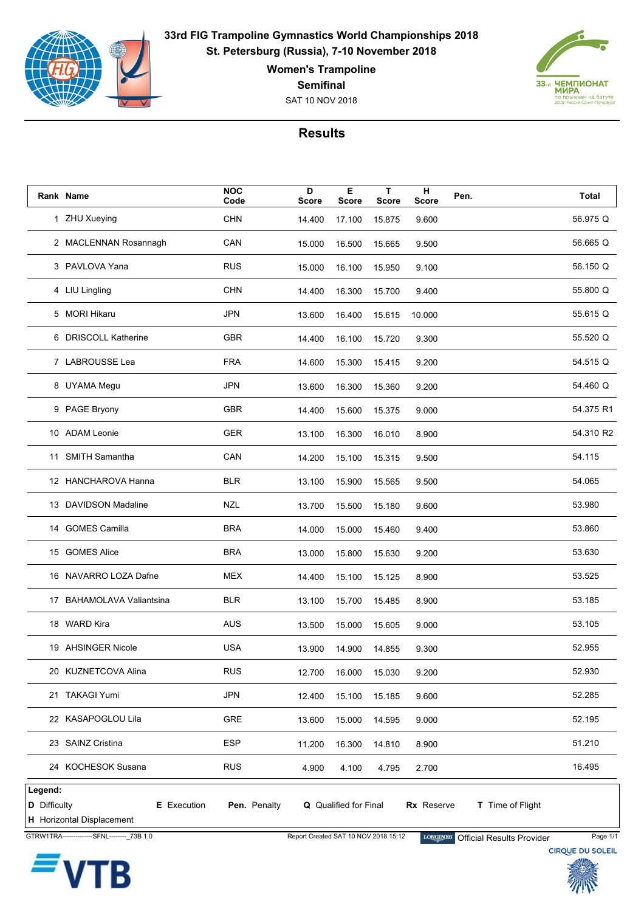**33rd FIG Trampoline Gymnastics World Championships 2018**
**St. Petersburg (Russia), 7-10 November 2018**

**Women's Trampoline**

**Semifinal**

SAT 10 NOV 2018

## Results

| Rank | Name | NOC Code | D Score | E Score | T Score | H Score | Pen. | Total |
|---|---|---|---|---|---|---|---|---|
| 1 | ZHU Xueying | CHN | 14.400 | 17.100 | 15.875 | 9.600 | | 56.975 Q |
| 2 | MACLENNAN Rosannagh | CAN | 15.000 | 16.500 | 15.665 | 9.500 | | 56.665 Q |
| 3 | PAVLOVA Yana | RUS | 15.000 | 16.100 | 15.950 | 9.100 | | 56.150 Q |
| 4 | LIU Lingling | CHN | 14.400 | 16.300 | 15.700 | 9.400 | | 55.800 Q |
| 5 | MORI Hikaru | JPN | 13.600 | 16.400 | 15.615 | 10.000 | | 55.615 Q |
| 6 | DRISCOLL Katherine | GBR | 14.400 | 16.100 | 15.720 | 9.300 | | 55.520 Q |
| 7 | LABROUSSE Lea | FRA | 14.600 | 15.300 | 15.415 | 9.200 | | 54.515 Q |
| 8 | UYAMA Megu | JPN | 13.600 | 16.300 | 15.360 | 9.200 | | 54.460 Q |
| 9 | PAGE Bryony | GBR | 14.400 | 15.600 | 15.375 | 9.000 | | 54.375 R1 |
| 10 | ADAM Leonie | GER | 13.100 | 16.300 | 16.010 | 8.900 | | 54.310 R2 |
| 11 | SMITH Samantha | CAN | 14.200 | 15.100 | 15.315 | 9.500 | | 54.115 |
| 12 | HANCHAROVA Hanna | BLR | 13.100 | 15.900 | 15.565 | 9.500 | | 54.065 |
| 13 | DAVIDSON Madaline | NZL | 13.700 | 15.500 | 15.180 | 9.600 | | 53.980 |
| 14 | GOMES Camilla | BRA | 14.000 | 15.000 | 15.460 | 9.400 | | 53.860 |
| 15 | GOMES Alice | BRA | 13.000 | 15.800 | 15.630 | 9.200 | | 53.630 |
| 16 | NAVARRO LOZA Dafne | MEX | 14.400 | 15.100 | 15.125 | 8.900 | | 53.525 |
| 17 | BAHAMOLAVA Valiantsina | BLR | 13.100 | 15.700 | 15.485 | 8.900 | | 53.185 |
| 18 | WARD Kira | AUS | 13.500 | 15.000 | 15.605 | 9.000 | | 53.105 |
| 19 | AHSINGER Nicole | USA | 13.900 | 14.900 | 14.855 | 9.300 | | 52.955 |
| 20 | KUZNETCOVA Alina | RUS | 12.700 | 16.000 | 15.030 | 9.200 | | 52.930 |
| 21 | TAKAGI Yumi | JPN | 12.400 | 15.100 | 15.185 | 9.600 | | 52.285 |
| 22 | KASAPOGLOU Lila | GRE | 13.600 | 15.000 | 14.595 | 9.000 | | 52.195 |
| 23 | SAINZ Cristina | ESP | 11.200 | 16.300 | 14.810 | 8.900 | | 51.210 |
| 24 | KOCHESOK Susana | RUS | 4.900 | 4.100 | 4.795 | 2.700 | | 16.495 |

**Legend:**
**D** Difficulty **E** Execution **Pen.** Penalty **Q** Qualified for Final **Rx** Reserve **T** Time of Flight
**H** Horizontal Displacement

GTRW1TRA--------------SFNL--------_73B 1.0 Report Created SAT 10 NOV 2018 15:12 Official Results Provider